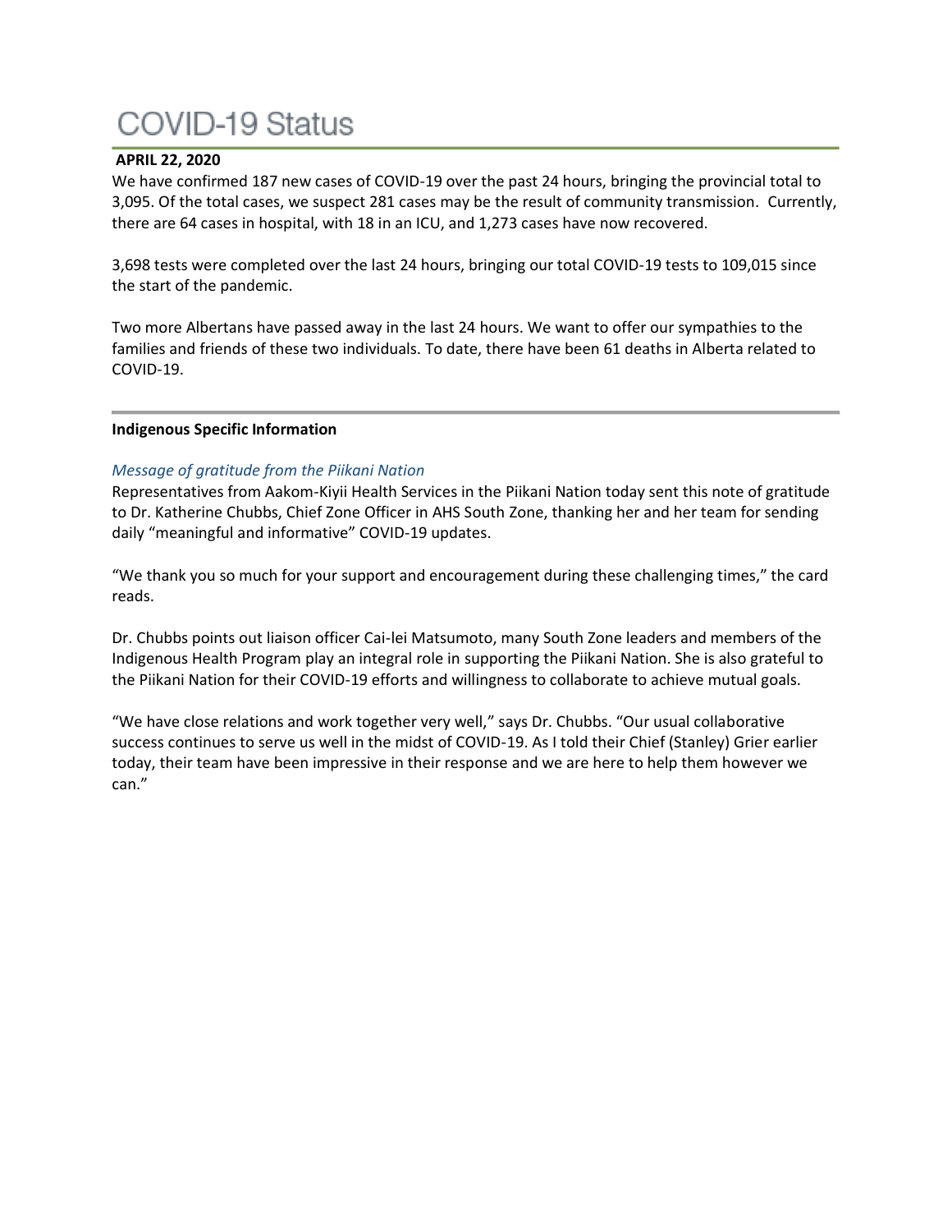# COVID-19 Status

**APRIL 22, 2020**

We have confirmed 187 new cases of COVID-19 over the past 24 hours, bringing the provincial total to 3,095. Of the total cases, we suspect 281 cases may be the result of community transmission. Currently, there are 64 cases in hospital, with 18 in an ICU, and 1,273 cases have now recovered.

3,698 tests were completed over the last 24 hours, bringing our total COVID-19 tests to 109,015 since the start of the pandemic.

Two more Albertans have passed away in the last 24 hours. We want to offer our sympathies to the families and friends of these two individuals. To date, there have been 61 deaths in Alberta related to COVID-19.

---

**Indigenous Specific Information**

*Message of gratitude from the Piikani Nation*

Representatives from Aakom-Kiyii Health Services in the Piikani Nation today sent this note of gratitude to Dr. Katherine Chubbs, Chief Zone Officer in AHS South Zone, thanking her and her team for sending daily "meaningful and informative" COVID-19 updates.

"We thank you so much for your support and encouragement during these challenging times," the card reads.

Dr. Chubbs points out liaison officer Cai-lei Matsumoto, many South Zone leaders and members of the Indigenous Health Program play an integral role in supporting the Piikani Nation. She is also grateful to the Piikani Nation for their COVID-19 efforts and willingness to collaborate to achieve mutual goals.

"We have close relations and work together very well," says Dr. Chubbs. "Our usual collaborative success continues to serve us well in the midst of COVID-19. As I told their Chief (Stanley) Grier earlier today, their team have been impressive in their response and we are here to help them however we can."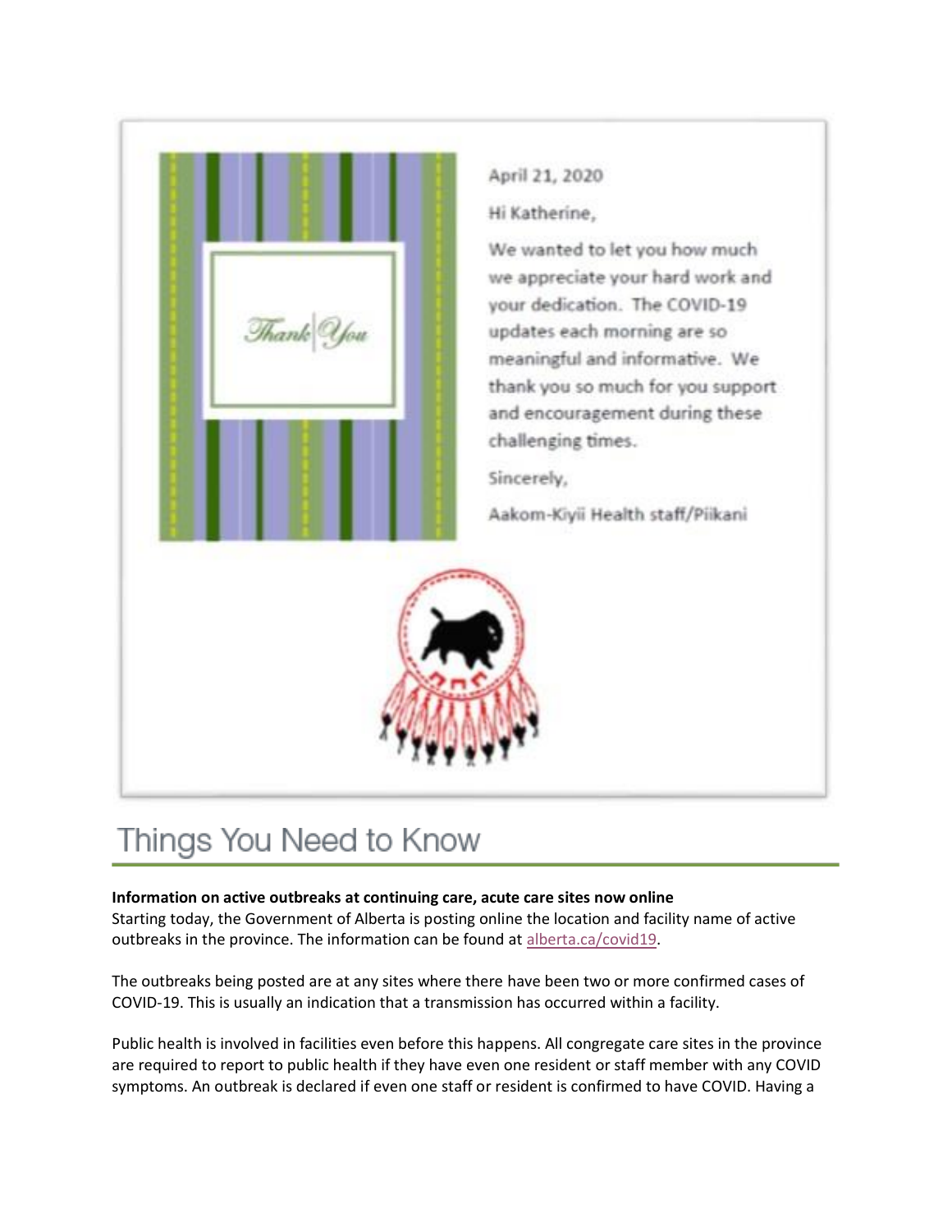Thank You

April 21, 2020

Hi Katherine,

We wanted to let you how much we appreciate your hard work and your dedication. The COVID-19 updates each morning are so meaningful and informative. We thank you so much for you support and encouragement during these challenging times.

Sincerely,

Aakom-Kiyii Health staff/Piikani

# Things You Need to Know

**Information on active outbreaks at continuing care, acute care sites now online**
Starting today, the Government of Alberta is posting online the location and facility name of active outbreaks in the province. The information can be found at alberta.ca/covid19.

The outbreaks being posted are at any sites where there have been two or more confirmed cases of COVID-19. This is usually an indication that a transmission has occurred within a facility.

Public health is involved in facilities even before this happens. All congregate care sites in the province are required to report to public health if they have even one resident or staff member with any COVID symptoms. An outbreak is declared if even one staff or resident is confirmed to have COVID. Having a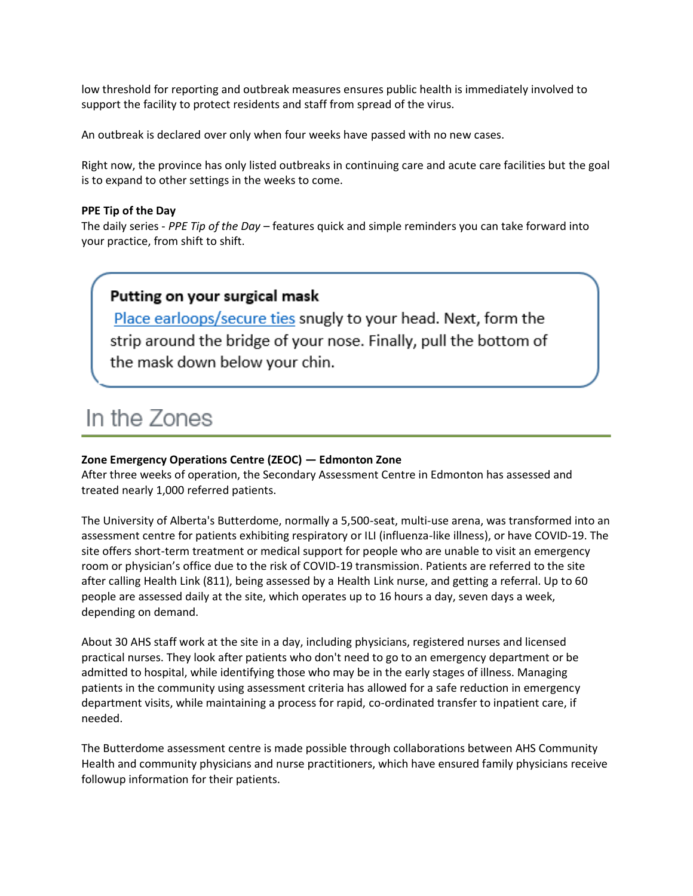low threshold for reporting and outbreak measures ensures public health is immediately involved to support the facility to protect residents and staff from spread of the virus.

An outbreak is declared over only when four weeks have passed with no new cases.

Right now, the province has only listed outbreaks in continuing care and acute care facilities but the goal is to expand to other settings in the weeks to come.

**PPE Tip of the Day**
The daily series - *PPE Tip of the Day* – features quick and simple reminders you can take forward into your practice, from shift to shift.

> **Putting on your surgical mask**
> [Place earloops/secure ties]() snugly to your head. Next, form the strip around the bridge of your nose. Finally, pull the bottom of the mask down below your chin.

# In the Zones

**Zone Emergency Operations Centre (ZEOC) — Edmonton Zone**
After three weeks of operation, the Secondary Assessment Centre in Edmonton has assessed and treated nearly 1,000 referred patients.

The University of Alberta's Butterdome, normally a 5,500-seat, multi-use arena, was transformed into an assessment centre for patients exhibiting respiratory or ILI (influenza-like illness), or have COVID-19. The site offers short-term treatment or medical support for people who are unable to visit an emergency room or physician's office due to the risk of COVID-19 transmission. Patients are referred to the site after calling Health Link (811), being assessed by a Health Link nurse, and getting a referral. Up to 60 people are assessed daily at the site, which operates up to 16 hours a day, seven days a week, depending on demand.

About 30 AHS staff work at the site in a day, including physicians, registered nurses and licensed practical nurses. They look after patients who don't need to go to an emergency department or be admitted to hospital, while identifying those who may be in the early stages of illness. Managing patients in the community using assessment criteria has allowed for a safe reduction in emergency department visits, while maintaining a process for rapid, co-ordinated transfer to inpatient care, if needed.

The Butterdome assessment centre is made possible through collaborations between AHS Community Health and community physicians and nurse practitioners, which have ensured family physicians receive followup information for their patients.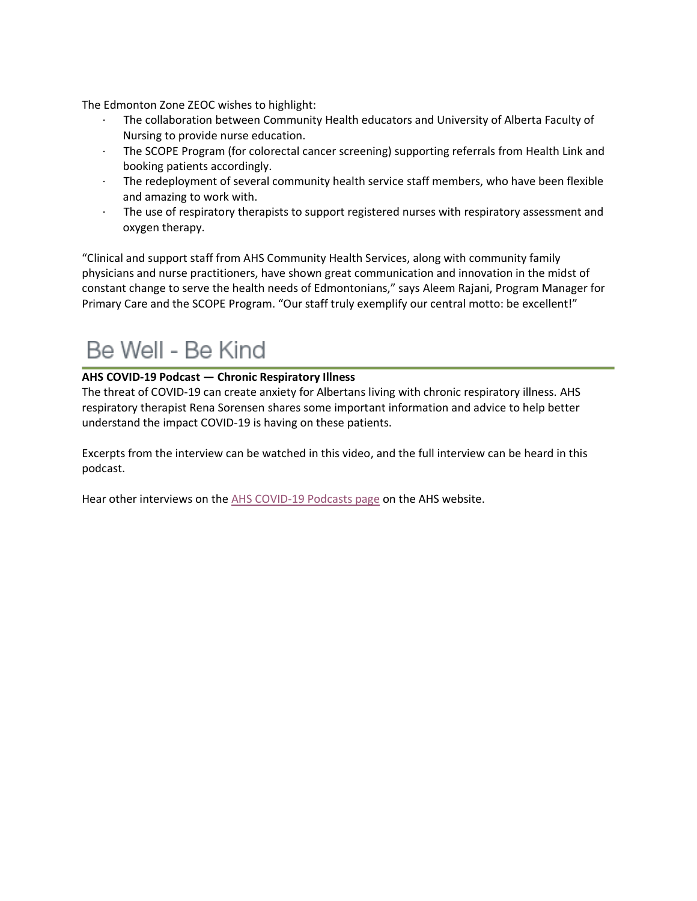The Edmonton Zone ZEOC wishes to highlight:

- The collaboration between Community Health educators and University of Alberta Faculty of Nursing to provide nurse education.
- The SCOPE Program (for colorectal cancer screening) supporting referrals from Health Link and booking patients accordingly.
- The redeployment of several community health service staff members, who have been flexible and amazing to work with.
- The use of respiratory therapists to support registered nurses with respiratory assessment and oxygen therapy.

“Clinical and support staff from AHS Community Health Services, along with community family physicians and nurse practitioners, have shown great communication and innovation in the midst of constant change to serve the health needs of Edmontonians,” says Aleem Rajani, Program Manager for Primary Care and the SCOPE Program. “Our staff truly exemplify our central motto: be excellent!”

# Be Well - Be Kind

**AHS COVID-19 Podcast — Chronic Respiratory Illness**

The threat of COVID-19 can create anxiety for Albertans living with chronic respiratory illness. AHS respiratory therapist Rena Sorensen shares some important information and advice to help better understand the impact COVID-19 is having on these patients.

Excerpts from the interview can be watched in this video, and the full interview can be heard in this podcast.

Hear other interviews on the AHS COVID-19 Podcasts page on the AHS website.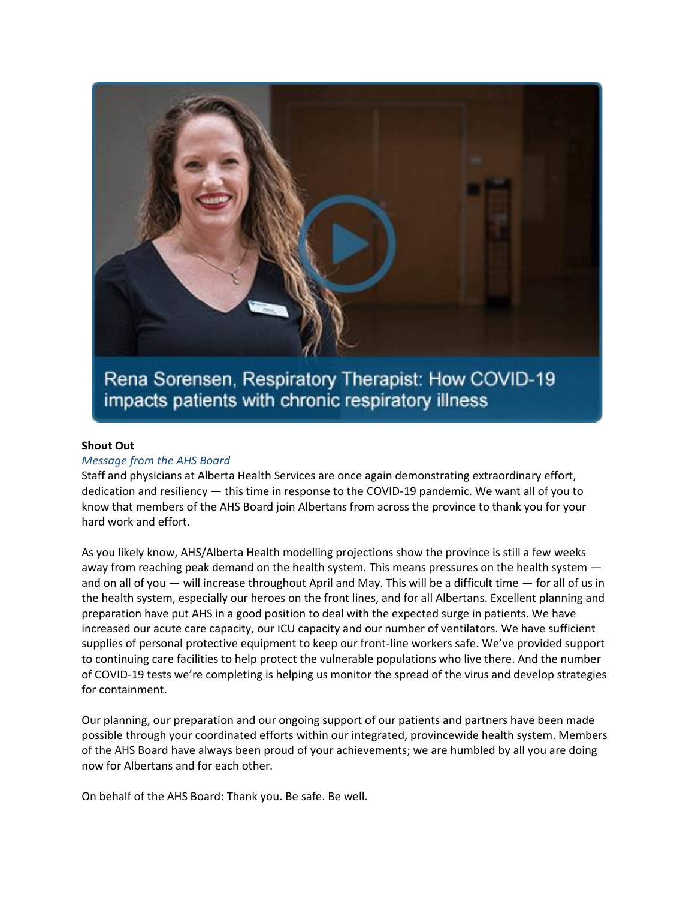Rena Sorensen, Respiratory Therapist: How COVID-19 impacts patients with chronic respiratory illness

**Shout Out**

*Message from the AHS Board*

Staff and physicians at Alberta Health Services are once again demonstrating extraordinary effort, dedication and resiliency — this time in response to the COVID-19 pandemic. We want all of you to know that members of the AHS Board join Albertans from across the province to thank you for your hard work and effort.

As you likely know, AHS/Alberta Health modelling projections show the province is still a few weeks away from reaching peak demand on the health system. This means pressures on the health system — and on all of you — will increase throughout April and May. This will be a difficult time — for all of us in the health system, especially our heroes on the front lines, and for all Albertans. Excellent planning and preparation have put AHS in a good position to deal with the expected surge in patients. We have increased our acute care capacity, our ICU capacity and our number of ventilators. We have sufficient supplies of personal protective equipment to keep our front-line workers safe. We've provided support to continuing care facilities to help protect the vulnerable populations who live there. And the number of COVID-19 tests we're completing is helping us monitor the spread of the virus and develop strategies for containment.

Our planning, our preparation and our ongoing support of our patients and partners have been made possible through your coordinated efforts within our integrated, provincewide health system. Members of the AHS Board have always been proud of your achievements; we are humbled by all you are doing now for Albertans and for each other.

On behalf of the AHS Board: Thank you. Be safe. Be well.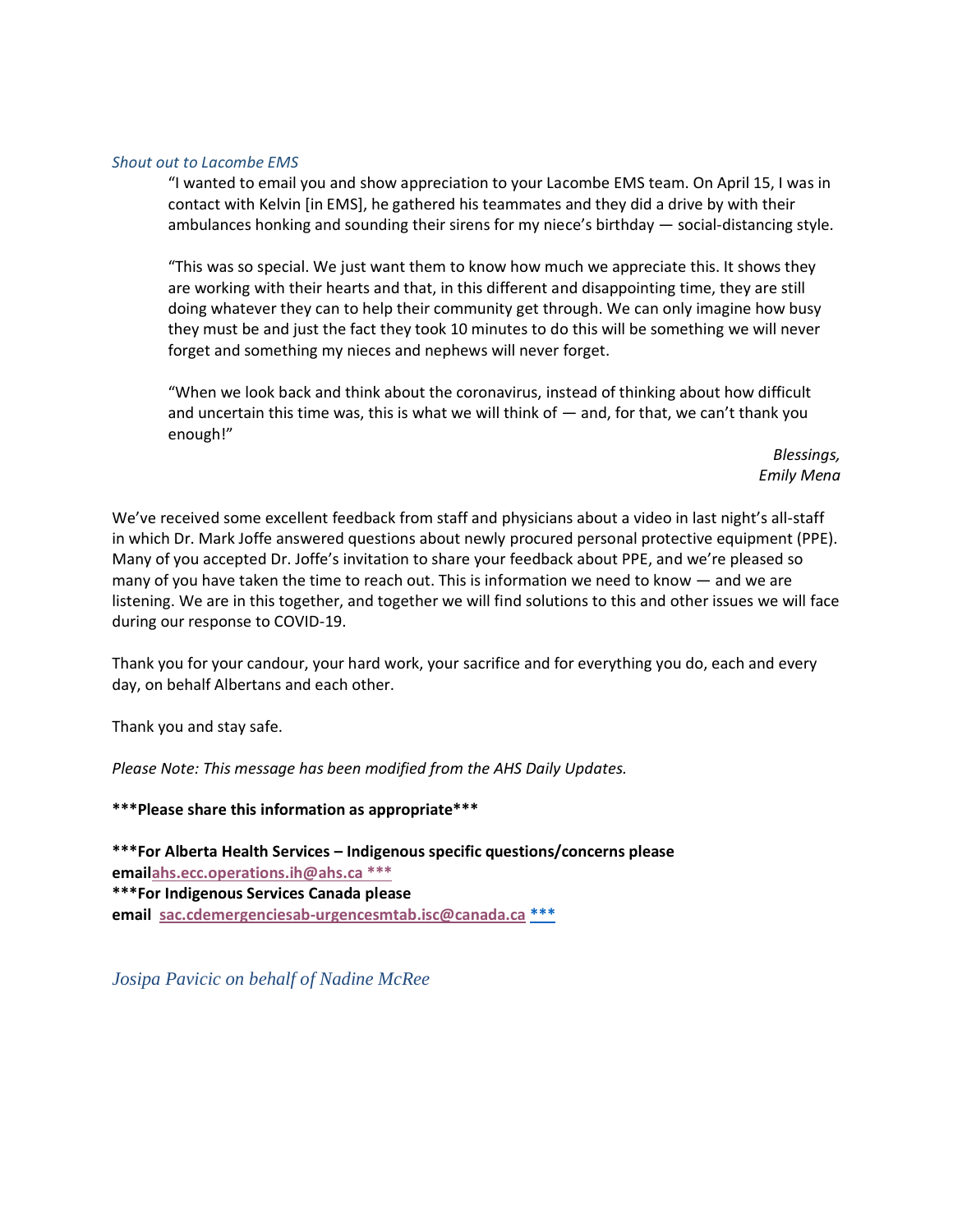*Shout out to Lacombe EMS*

> "I wanted to email you and show appreciation to your Lacombe EMS team. On April 15, I was in contact with Kelvin [in EMS], he gathered his teammates and they did a drive by with their ambulances honking and sounding their sirens for my niece's birthday — social-distancing style.
>
> "This was so special. We just want them to know how much we appreciate this. It shows they are working with their hearts and that, in this different and disappointing time, they are still doing whatever they can to help their community get through. We can only imagine how busy they must be and just the fact they took 10 minutes to do this will be something we will never forget and something my nieces and nephews will never forget.
>
> "When we look back and think about the coronavirus, instead of thinking about how difficult and uncertain this time was, this is what we will think of — and, for that, we can't thank you enough!"
>
> *Blessings,*
> *Emily Mena*

We've received some excellent feedback from staff and physicians about a video in last night's all-staff in which Dr. Mark Joffe answered questions about newly procured personal protective equipment (PPE). Many of you accepted Dr. Joffe's invitation to share your feedback about PPE, and we're pleased so many of you have taken the time to reach out. This is information we need to know — and we are listening. We are in this together, and together we will find solutions to this and other issues we will face during our response to COVID-19.

Thank you for your candour, your hard work, your sacrifice and for everything you do, each and every day, on behalf Albertans and each other.

Thank you and stay safe.

*Please Note: This message has been modified from the AHS Daily Updates.*

**\*\*\*Please share this information as appropriate\*\*\***

**\*\*\*For Alberta Health Services – Indigenous specific questions/concerns please emailahs.ecc.operations.ih@ahs.ca \*\*\***
**\*\*\*For Indigenous Services Canada please email sac.cdemergenciesab-urgencesmtab.isc@canada.ca \*\*\***

*Josipa Pavicic on behalf of Nadine McRee*